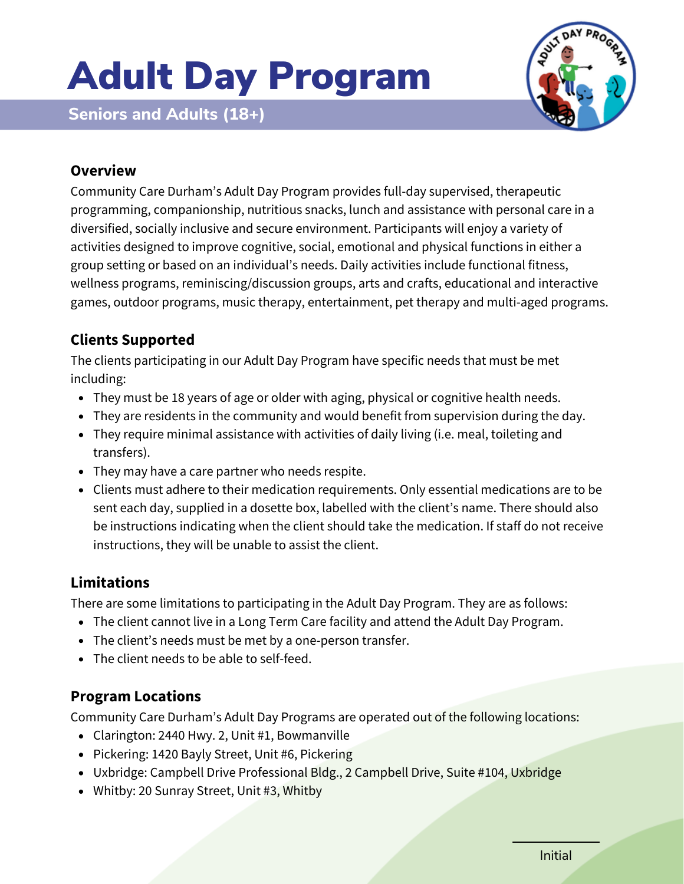# Adult Day Program

**Seniors and Adults (18+)**

### Overview

Community Care Durham's Adult Day Program provides full-day supervised, therapeutic programming, companionship, nutritious snacks, lunch and assistance with personal care in a diversified, socially inclusive and secure environment. Participants will enjoy a variety of activities designed to improve cognitive, social, emotional and physical functions in either a group setting or based on an individual's needs. Daily activities include functional fitness, wellness programs, reminiscing/discussion groups, arts and crafts, educational and interactive games, outdoor programs, music therapy, entertainment, pet therapy and multi-aged programs.

### Clients Supported

The clients participating in our Adult Day Program have specific needs that must be met including:

- They must be 18 years of age or older with aging, physical or cognitive health needs.
- They are residents in the community and would benefit from supervision during the day.
- They require minimal assistance with activities of daily living (i.e. meal, toileting and transfers).
- They may have a care partner who needs respite.
- Clients must adhere to their medication requirements. Only essential medications are to be sent each day, supplied in a dosette box, labelled with the client's name. There should also be instructions indicating when the client should take the medication. If staff do not receive instructions, they will be unable to assist the client.

### Limitations

There are some limitations to participating in the Adult Day Program. They are as follows:

- The client cannot live in a Long Term Care facility and attend the Adult Day Program.
- The client's needs must be met by a one-person transfer.
- The client needs to be able to self-feed.

### Program Locations

Community Care Durham's Adult Day Programs are operated out of the following locations:

- Clarington: 2440 Hwy. 2, Unit #1, Bowmanville
- Pickering: 1420 Bayly Street, Unit #6, Pickering
- Uxbridge: Campbell Drive Professional Bldg., 2 Campbell Drive, Suite #104, Uxbridge
- Whitby: 20 Sunray Street, Unit #3, Whitby

______________
Initial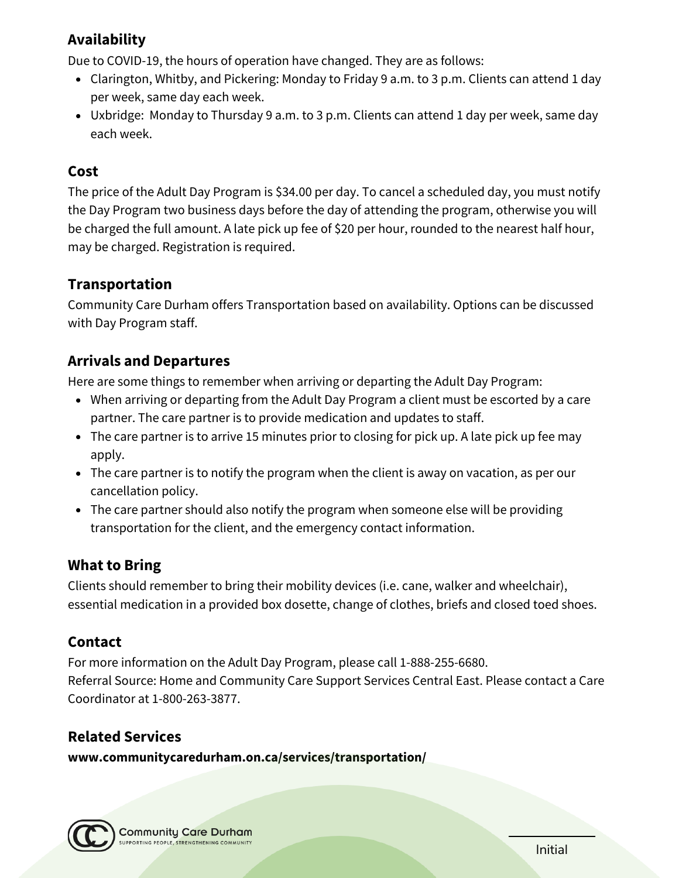## Availability

Due to COVID-19, the hours of operation have changed. They are as follows:

- Clarington, Whitby, and Pickering: Monday to Friday 9 a.m. to 3 p.m. Clients can attend 1 day per week, same day each week.
- Uxbridge: Monday to Thursday 9 a.m. to 3 p.m. Clients can attend 1 day per week, same day each week.

## Cost

The price of the Adult Day Program is $34.00 per day. To cancel a scheduled day, you must notify the Day Program two business days before the day of attending the program, otherwise you will be charged the full amount. A late pick up fee of $20 per hour, rounded to the nearest half hour, may be charged. Registration is required.

## Transportation

Community Care Durham offers Transportation based on availability. Options can be discussed with Day Program staff.

## Arrivals and Departures

Here are some things to remember when arriving or departing the Adult Day Program:

- When arriving or departing from the Adult Day Program a client must be escorted by a care partner. The care partner is to provide medication and updates to staff.
- The care partner is to arrive 15 minutes prior to closing for pick up. A late pick up fee may apply.
- The care partner is to notify the program when the client is away on vacation, as per our cancellation policy.
- The care partner should also notify the program when someone else will be providing transportation for the client, and the emergency contact information.

## What to Bring

Clients should remember to bring their mobility devices (i.e. cane, walker and wheelchair), essential medication in a provided box dosette, change of clothes, briefs and closed toed shoes.

## Contact

For more information on the Adult Day Program, please call 1-888-255-6680.
Referral Source: Home and Community Care Support Services Central East. Please contact a Care Coordinator at 1-800-263-3877.

## Related Services

**www.communitycaredurham.on.ca/services/transportation/**

Community Care Durham
SUPPORTING PEOPLE, STRENGTHENING COMMUNITY

__________ Initial